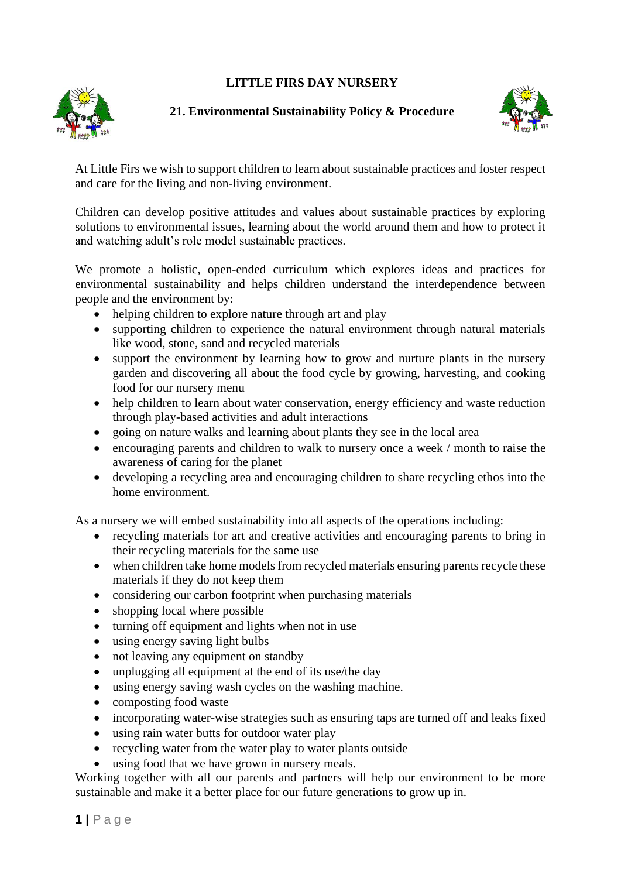# LITTLE FIRS DAY NURSERY

## 21. Environmental Sustainability Policy & Procedure

At Little Firs we wish to support children to learn about sustainable practices and foster respect and care for the living and non-living environment.

Children can develop positive attitudes and values about sustainable practices by exploring solutions to environmental issues, learning about the world around them and how to protect it and watching adult's role model sustainable practices.

We promote a holistic, open-ended curriculum which explores ideas and practices for environmental sustainability and helps children understand the interdependence between people and the environment by:

- helping children to explore nature through art and play
- supporting children to experience the natural environment through natural materials like wood, stone, sand and recycled materials
- support the environment by learning how to grow and nurture plants in the nursery garden and discovering all about the food cycle by growing, harvesting, and cooking food for our nursery menu
- help children to learn about water conservation, energy efficiency and waste reduction through play-based activities and adult interactions
- going on nature walks and learning about plants they see in the local area
- encouraging parents and children to walk to nursery once a week / month to raise the awareness of caring for the planet
- developing a recycling area and encouraging children to share recycling ethos into the home environment.

As a nursery we will embed sustainability into all aspects of the operations including:

- recycling materials for art and creative activities and encouraging parents to bring in their recycling materials for the same use
- when children take home models from recycled materials ensuring parents recycle these materials if they do not keep them
- considering our carbon footprint when purchasing materials
- shopping local where possible
- turning off equipment and lights when not in use
- using energy saving light bulbs
- not leaving any equipment on standby
- unplugging all equipment at the end of its use/the day
- using energy saving wash cycles on the washing machine.
- composting food waste
- incorporating water-wise strategies such as ensuring taps are turned off and leaks fixed
- using rain water butts for outdoor water play
- recycling water from the water play to water plants outside
- using food that we have grown in nursery meals.

Working together with all our parents and partners will help our environment to be more sustainable and make it a better place for our future generations to grow up in.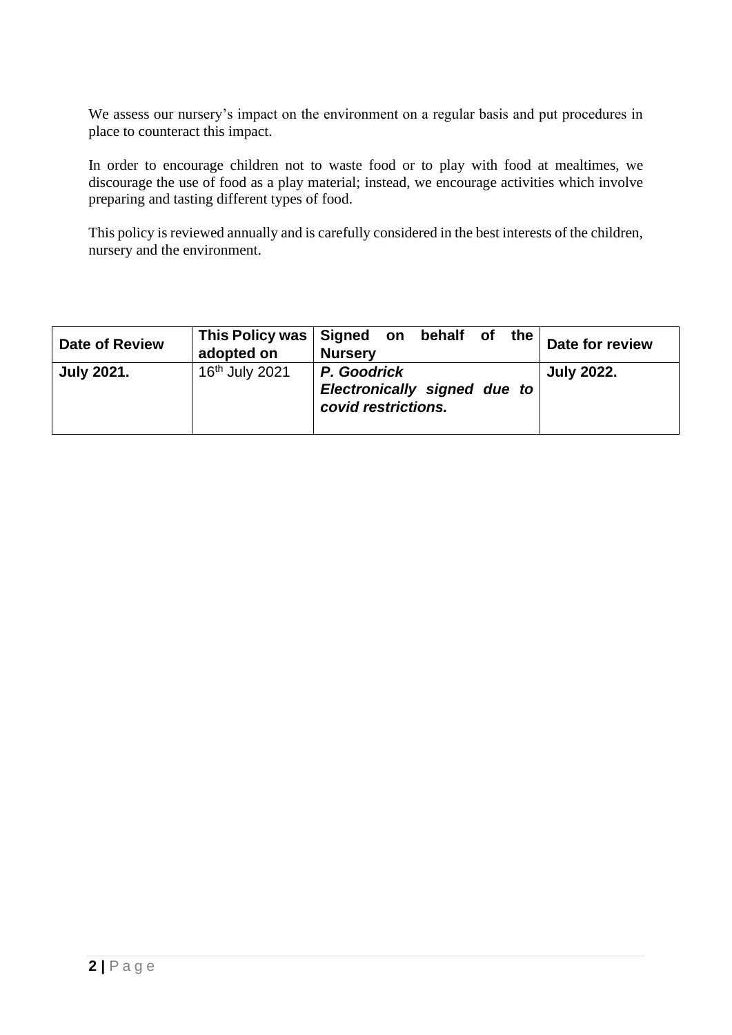We assess our nursery's impact on the environment on a regular basis and put procedures in place to counteract this impact.

In order to encourage children not to waste food or to play with food at mealtimes, we discourage the use of food as a play material; instead, we encourage activities which involve preparing and tasting different types of food.

This policy is reviewed annually and is carefully considered in the best interests of the children, nursery and the environment.

| **Date of Review** | **This Policy was adopted on** | **Signed on behalf of the Nursery** | **Date for review** |
|---|---|---|---|
| **July 2021.** | 16th July 2021 | ***P. Goodrick Electronically signed due to covid restrictions.*** | **July 2022.** |